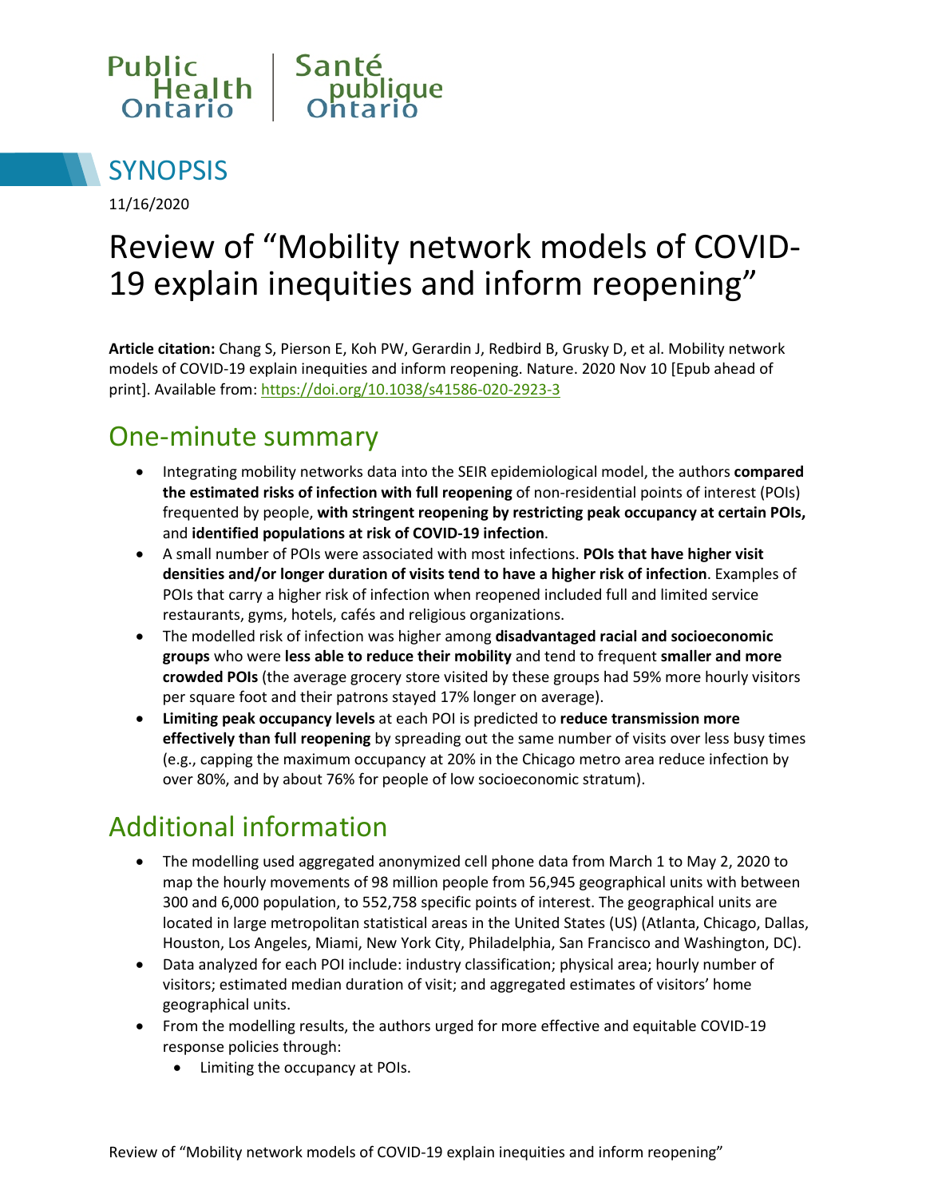Public Health Ontario | Santé publique Ontario

# SYNOPSIS

11/16/2020

# Review of “Mobility network models of COVID-19 explain inequities and inform reopening”

**Article citation:** Chang S, Pierson E, Koh PW, Gerardin J, Redbird B, Grusky D, et al. Mobility network models of COVID-19 explain inequities and inform reopening. Nature. 2020 Nov 10 [Epub ahead of print]. Available from: https://doi.org/10.1038/s41586-020-2923-3

## One-minute summary

- Integrating mobility networks data into the SEIR epidemiological model, the authors **compared the estimated risks of infection with full reopening** of non-residential points of interest (POIs) frequented by people, **with stringent reopening by restricting peak occupancy at certain POIs,** and **identified populations at risk of COVID-19 infection**.
- A small number of POIs were associated with most infections. **POIs that have higher visit densities and/or longer duration of visits tend to have a higher risk of infection**. Examples of POIs that carry a higher risk of infection when reopened included full and limited service restaurants, gyms, hotels, cafés and religious organizations.
- The modelled risk of infection was higher among **disadvantaged racial and socioeconomic groups** who were **less able to reduce their mobility** and tend to frequent **smaller and more crowded POIs** (the average grocery store visited by these groups had 59% more hourly visitors per square foot and their patrons stayed 17% longer on average).
- **Limiting peak occupancy levels** at each POI is predicted to **reduce transmission more effectively than full reopening** by spreading out the same number of visits over less busy times (e.g., capping the maximum occupancy at 20% in the Chicago metro area reduce infection by over 80%, and by about 76% for people of low socioeconomic stratum).

## Additional information

- The modelling used aggregated anonymized cell phone data from March 1 to May 2, 2020 to map the hourly movements of 98 million people from 56,945 geographical units with between 300 and 6,000 population, to 552,758 specific points of interest. The geographical units are located in large metropolitan statistical areas in the United States (US) (Atlanta, Chicago, Dallas, Houston, Los Angeles, Miami, New York City, Philadelphia, San Francisco and Washington, DC).
- Data analyzed for each POI include: industry classification; physical area; hourly number of visitors; estimated median duration of visit; and aggregated estimates of visitors’ home geographical units.
- From the modelling results, the authors urged for more effective and equitable COVID-19 response policies through:
  - Limiting the occupancy at POIs.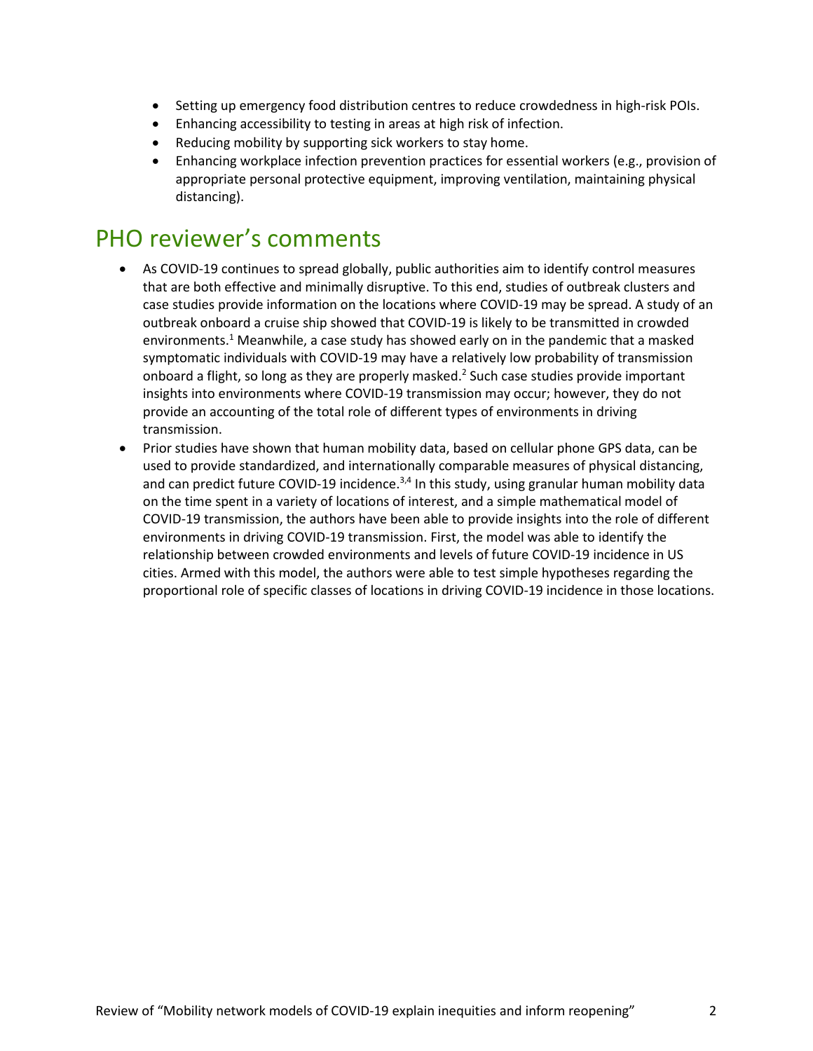- Setting up emergency food distribution centres to reduce crowdedness in high-risk POIs.
- Enhancing accessibility to testing in areas at high risk of infection.
- Reducing mobility by supporting sick workers to stay home.
- Enhancing workplace infection prevention practices for essential workers (e.g., provision of appropriate personal protective equipment, improving ventilation, maintaining physical distancing).

# PHO reviewer's comments

- As COVID-19 continues to spread globally, public authorities aim to identify control measures that are both effective and minimally disruptive. To this end, studies of outbreak clusters and case studies provide information on the locations where COVID-19 may be spread. A study of an outbreak onboard a cruise ship showed that COVID-19 is likely to be transmitted in crowded environments.[1] Meanwhile, a case study has showed early on in the pandemic that a masked symptomatic individuals with COVID-19 may have a relatively low probability of transmission onboard a flight, so long as they are properly masked.[2] Such case studies provide important insights into environments where COVID-19 transmission may occur; however, they do not provide an accounting of the total role of different types of environments in driving transmission.
- Prior studies have shown that human mobility data, based on cellular phone GPS data, can be used to provide standardized, and internationally comparable measures of physical distancing, and can predict future COVID-19 incidence.[3,4] In this study, using granular human mobility data on the time spent in a variety of locations of interest, and a simple mathematical model of COVID-19 transmission, the authors have been able to provide insights into the role of different environments in driving COVID-19 transmission. First, the model was able to identify the relationship between crowded environments and levels of future COVID-19 incidence in US cities. Armed with this model, the authors were able to test simple hypotheses regarding the proportional role of specific classes of locations in driving COVID-19 incidence in those locations.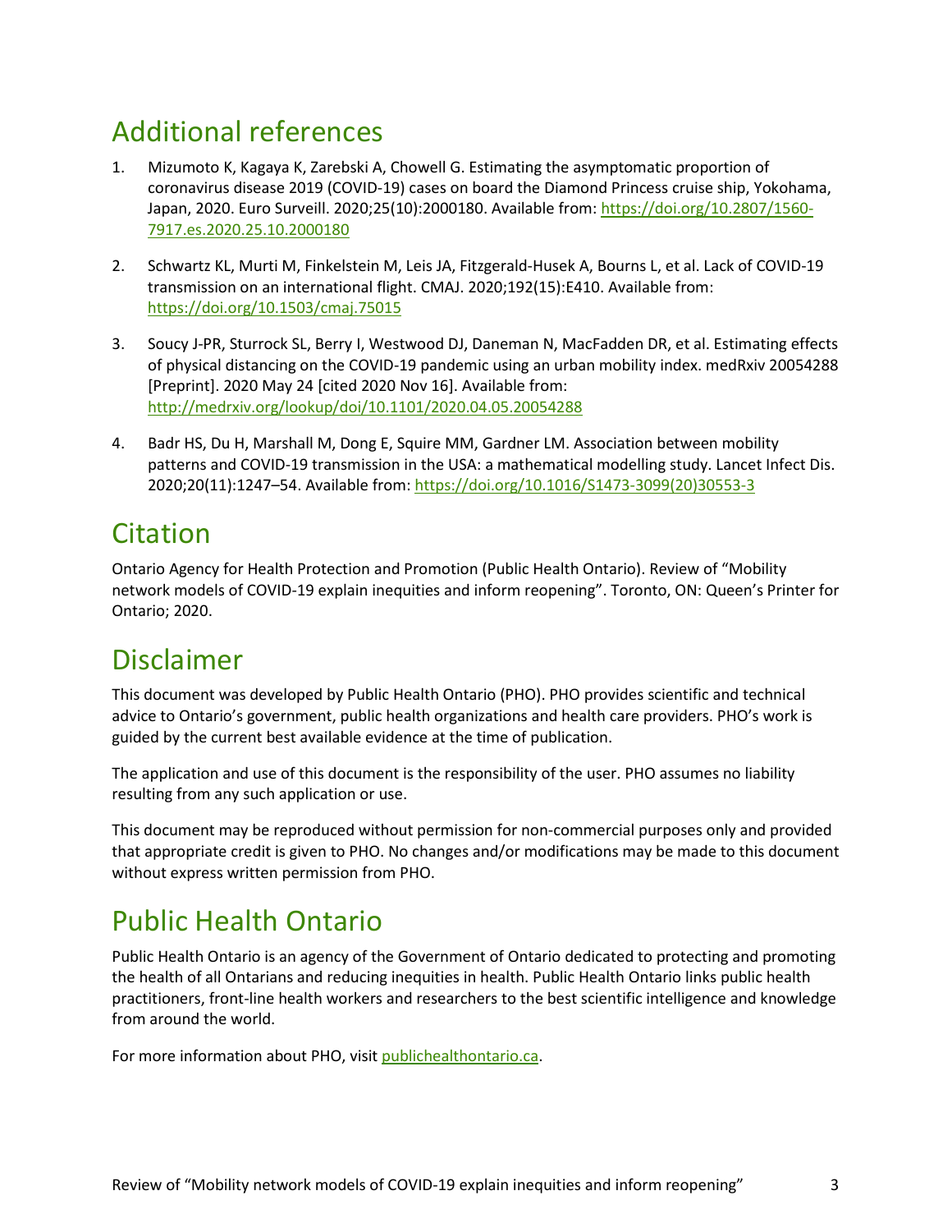# Additional references

1. Mizumoto K, Kagaya K, Zarebski A, Chowell G. Estimating the asymptomatic proportion of coronavirus disease 2019 (COVID-19) cases on board the Diamond Princess cruise ship, Yokohama, Japan, 2020. Euro Surveill. 2020;25(10):2000180. Available from: [https://doi.org/10.2807/1560-7917.es.2020.25.10.2000180](https://doi.org/10.2807/1560-7917.es.2020.25.10.2000180)

2. Schwartz KL, Murti M, Finkelstein M, Leis JA, Fitzgerald-Husek A, Bourns L, et al. Lack of COVID-19 transmission on an international flight. CMAJ. 2020;192(15):E410. Available from: [https://doi.org/10.1503/cmaj.75015](https://doi.org/10.1503/cmaj.75015)

3. Soucy J-PR, Sturrock SL, Berry I, Westwood DJ, Daneman N, MacFadden DR, et al. Estimating effects of physical distancing on the COVID-19 pandemic using an urban mobility index. medRxiv 20054288 [Preprint]. 2020 May 24 [cited 2020 Nov 16]. Available from: [http://medrxiv.org/lookup/doi/10.1101/2020.04.05.20054288](http://medrxiv.org/lookup/doi/10.1101/2020.04.05.20054288)

4. Badr HS, Du H, Marshall M, Dong E, Squire MM, Gardner LM. Association between mobility patterns and COVID-19 transmission in the USA: a mathematical modelling study. Lancet Infect Dis. 2020;20(11):1247–54. Available from: [https://doi.org/10.1016/S1473-3099(20)30553-3](https://doi.org/10.1016/S1473-3099(20)30553-3)

# Citation

Ontario Agency for Health Protection and Promotion (Public Health Ontario). Review of "Mobility network models of COVID-19 explain inequities and inform reopening". Toronto, ON: Queen's Printer for Ontario; 2020.

# Disclaimer

This document was developed by Public Health Ontario (PHO). PHO provides scientific and technical advice to Ontario's government, public health organizations and health care providers. PHO's work is guided by the current best available evidence at the time of publication.

The application and use of this document is the responsibility of the user. PHO assumes no liability resulting from any such application or use.

This document may be reproduced without permission for non-commercial purposes only and provided that appropriate credit is given to PHO. No changes and/or modifications may be made to this document without express written permission from PHO.

# Public Health Ontario

Public Health Ontario is an agency of the Government of Ontario dedicated to protecting and promoting the health of all Ontarians and reducing inequities in health. Public Health Ontario links public health practitioners, front-line health workers and researchers to the best scientific intelligence and knowledge from around the world.

For more information about PHO, visit [publichealthontario.ca](publichealthontario.ca).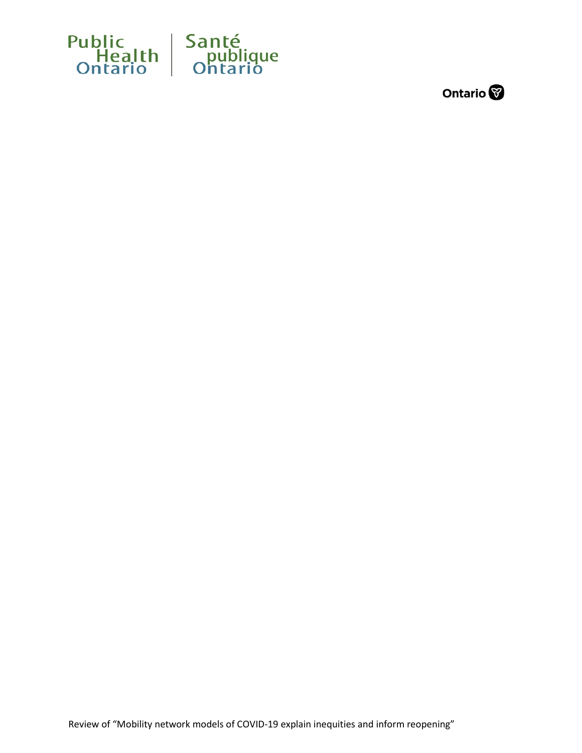Public Health Ontario | Santé publique Ontario

Ontario